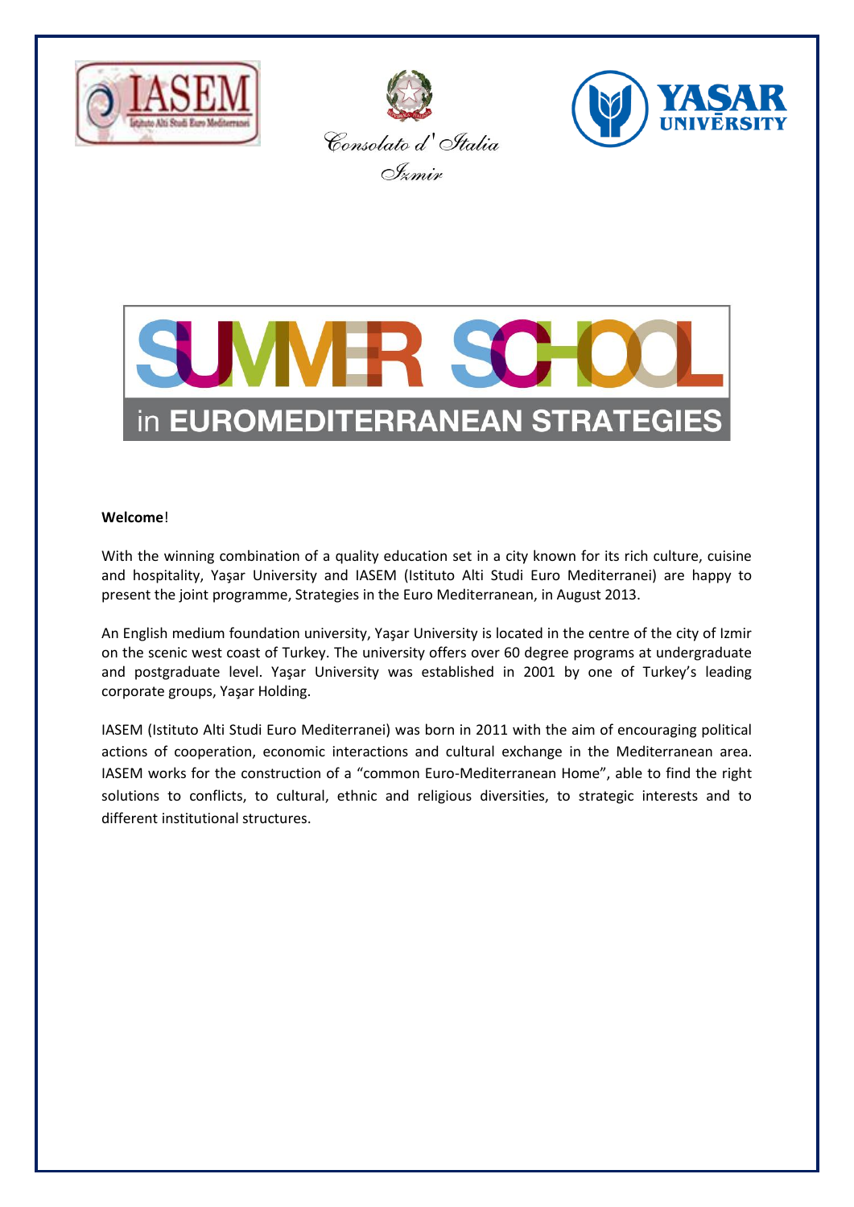Consolato d' Italia
Izmir

# SUMMER SCHOOL

## in EUROMEDITERRANEAN STRATEGIES

**Welcome**!

With the winning combination of a quality education set in a city known for its rich culture, cuisine and hospitality, Yaşar University and IASEM (Istituto Alti Studi Euro Mediterranei) are happy to present the joint programme, Strategies in the Euro Mediterranean, in August 2013.

An English medium foundation university, Yaşar University is located in the centre of the city of Izmir on the scenic west coast of Turkey. The university offers over 60 degree programs at undergraduate and postgraduate level. Yaşar University was established in 2001 by one of Turkey's leading corporate groups, Yaşar Holding.

IASEM (Istituto Alti Studi Euro Mediterranei) was born in 2011 with the aim of encouraging political actions of cooperation, economic interactions and cultural exchange in the Mediterranean area. IASEM works for the construction of a "common Euro-Mediterranean Home", able to find the right solutions to conflicts, to cultural, ethnic and religious diversities, to strategic interests and to different institutional structures.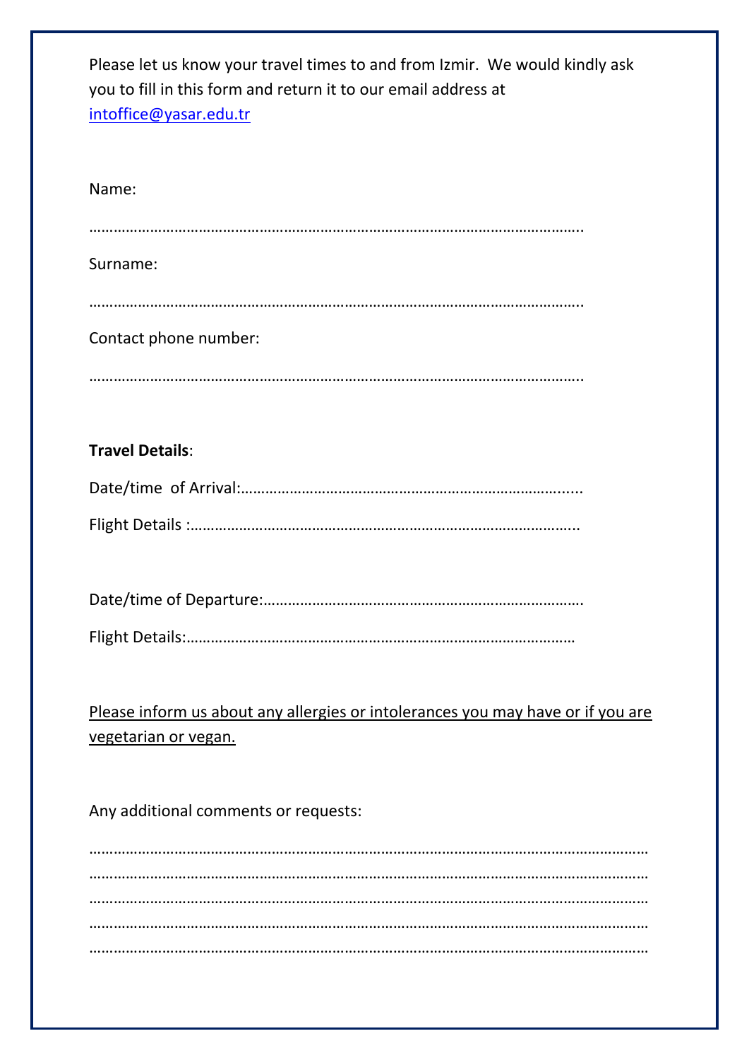Please let us know your travel times to and from Izmir.  We would kindly ask you to fill in this form and return it to our email address at intoffice@yasar.edu.tr

Name:

………………………………………………………………………………………………………….

Surname:

………………………………………………………………………………………………………….

Contact phone number:

………………………………………………………………………………………………………….

**Travel Details**:

Date/time of Arrival:……………………………………………………………………….....

Flight Details :………………………………………………………………………………….

Date/time of Departure:…………………………………………………………………….

Flight Details:…………………………………………………………………………………

<u>Please inform us about any allergies or intolerances you may have or if you are vegetarian or vegan.</u>

Any additional comments or requests:

……………………………………………………………………………………………………………………
……………………………………………………………………………………………………………………
……………………………………………………………………………………………………………………
……………………………………………………………………………………………………………………
……………………………………………………………………………………………………………………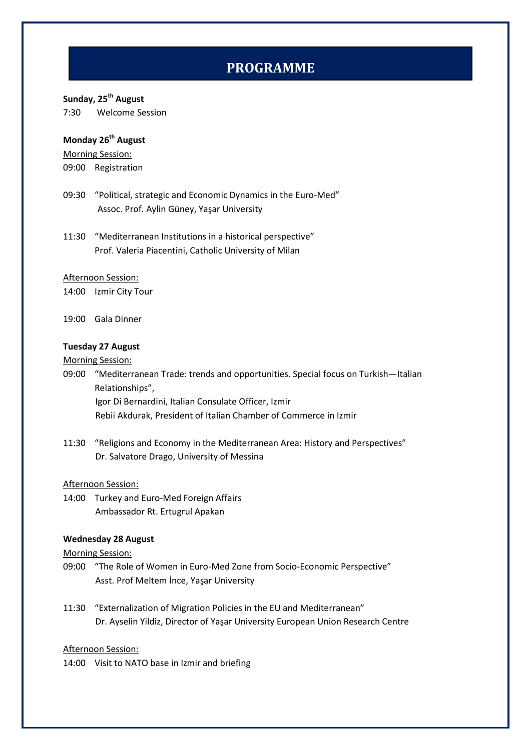# PROGRAMME

**Sunday, 25th August**

7:30 Welcome Session

**Monday 26th August**

Morning Session:

09:00 Registration

09:30 "Political, strategic and Economic Dynamics in the Euro-Med"
Assoc. Prof. Aylin Güney, Yaşar University

11:30 "Mediterranean Institutions in a historical perspective"
Prof. Valeria Piacentini, Catholic University of Milan

Afternoon Session:

14:00 Izmir City Tour

19:00 Gala Dinner

**Tuesday 27 August**

Morning Session:

09:00 "Mediterranean Trade: trends and opportunities. Special focus on Turkish—Italian Relationships",
Igor Di Bernardini, Italian Consulate Officer, Izmir
Rebii Akdurak, President of Italian Chamber of Commerce in Izmir

11:30 "Religions and Economy in the Mediterranean Area: History and Perspectives"
Dr. Salvatore Drago, University of Messina

Afternoon Session:

14:00 Turkey and Euro-Med Foreign Affairs
Ambassador Rt. Ertugrul Apakan

**Wednesday 28 August**

Morning Session:

09:00 "The Role of Women in Euro-Med Zone from Socio-Economic Perspective"
Asst. Prof Meltem İnce, Yaşar University

11:30 "Externalization of Migration Policies in the EU and Mediterranean"
Dr. Ayselin Yildiz, Director of Yaşar University European Union Research Centre

Afternoon Session:

14:00 Visit to NATO base in Izmir and briefing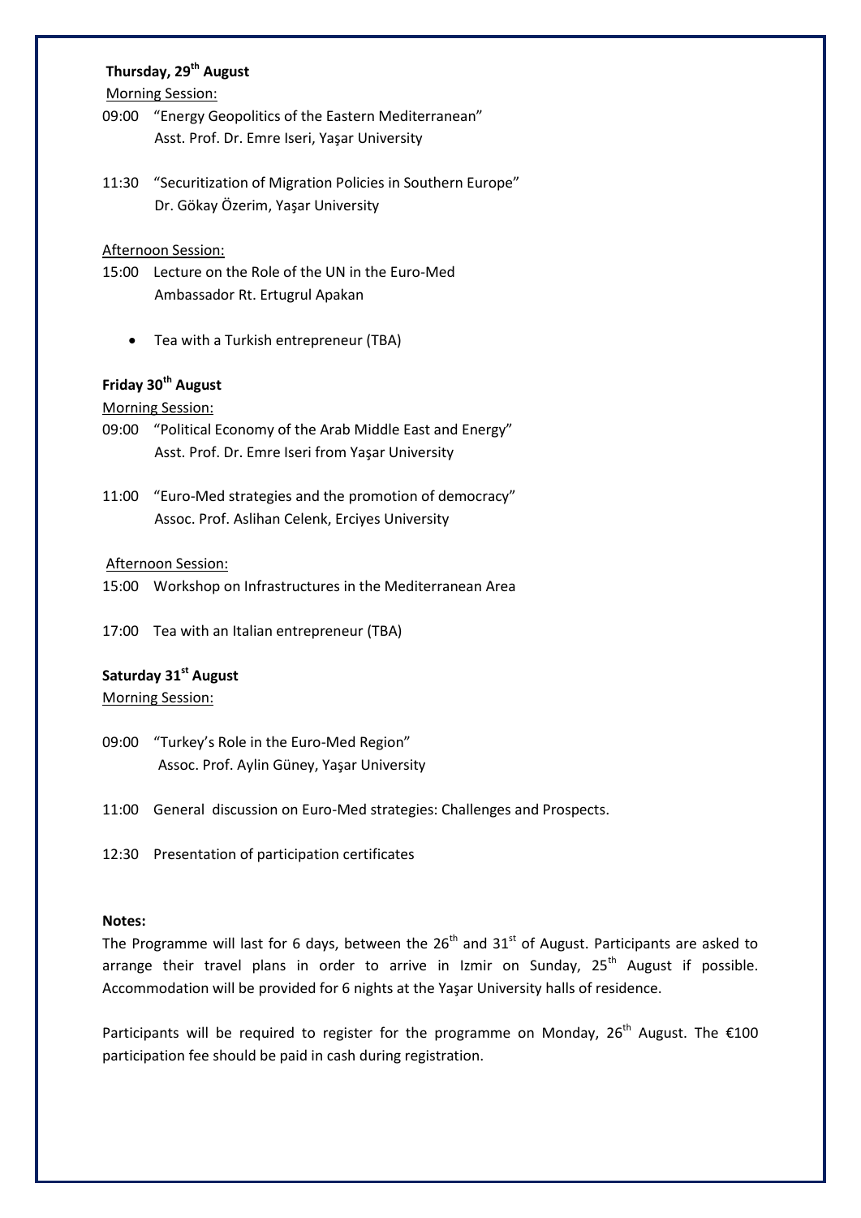**Thursday, 29th August**

Morning Session:

09:00 "Energy Geopolitics of the Eastern Mediterranean"
Asst. Prof. Dr. Emre Iseri, Yaşar University

11:30 "Securitization of Migration Policies in Southern Europe"
Dr. Gökay Özerim, Yaşar University

Afternoon Session:

15:00 Lecture on the Role of the UN in the Euro-Med
Ambassador Rt. Ertugrul Apakan

- Tea with a Turkish entrepreneur (TBA)

**Friday 30th August**

Morning Session:

09:00 "Political Economy of the Arab Middle East and Energy"
Asst. Prof. Dr. Emre Iseri from Yaşar University

11:00 "Euro-Med strategies and the promotion of democracy"
Assoc. Prof. Aslihan Celenk, Erciyes University

Afternoon Session:

15:00 Workshop on Infrastructures in the Mediterranean Area

17:00 Tea with an Italian entrepreneur (TBA)

**Saturday 31st August**

Morning Session:

09:00 "Turkey's Role in the Euro-Med Region"
Assoc. Prof. Aylin Güney, Yaşar University

11:00 General discussion on Euro-Med strategies: Challenges and Prospects.

12:30 Presentation of participation certificates

**Notes:**

The Programme will last for 6 days, between the 26th and 31st of August. Participants are asked to arrange their travel plans in order to arrive in Izmir on Sunday, 25th August if possible. Accommodation will be provided for 6 nights at the Yaşar University halls of residence.

Participants will be required to register for the programme on Monday, 26th August. The €100 participation fee should be paid in cash during registration.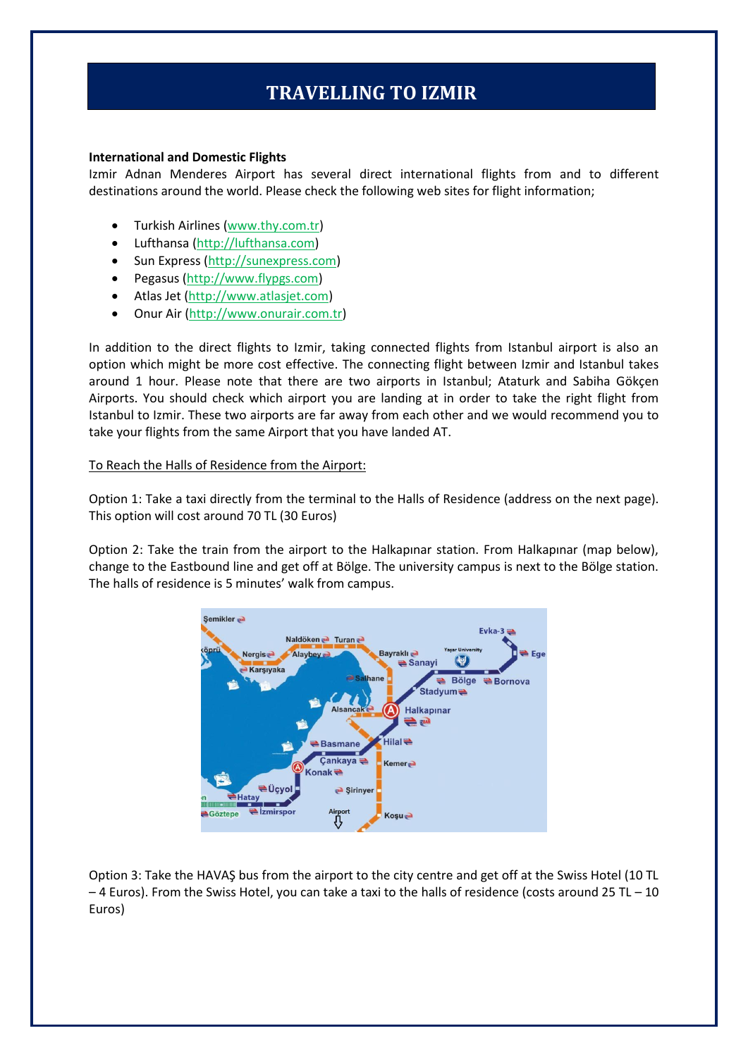# TRAVELLING TO IZMIR

**International and Domestic Flights**

Izmir Adnan Menderes Airport has several direct international flights from and to different destinations around the world. Please check the following web sites for flight information;

- Turkish Airlines (www.thy.com.tr)
- Lufthansa (http://lufthansa.com)
- Sun Express (http://sunexpress.com)
- Pegasus (http://www.flypgs.com)
- Atlas Jet (http://www.atlasjet.com)
- Onur Air (http://www.onurair.com.tr)

In addition to the direct flights to Izmir, taking connected flights from Istanbul airport is also an option which might be more cost effective. The connecting flight between Izmir and Istanbul takes around 1 hour. Please note that there are two airports in Istanbul; Ataturk and Sabiha Gökçen Airports. You should check which airport you are landing at in order to take the right flight from Istanbul to Izmir. These two airports are far away from each other and we would recommend you to take your flights from the same Airport that you have landed AT.

To Reach the Halls of Residence from the Airport:

Option 1: Take a taxi directly from the terminal to the Halls of Residence (address on the next page). This option will cost around 70 TL (30 Euros)

Option 2: Take the train from the airport to the Halkapınar station. From Halkapınar (map below), change to the Eastbound line and get off at Bölge. The university campus is next to the Bölge station. The halls of residence is 5 minutes' walk from campus.

Option 3: Take the HAVAŞ bus from the airport to the city centre and get off at the Swiss Hotel (10 TL – 4 Euros). From the Swiss Hotel, you can take a taxi to the halls of residence (costs around 25 TL – 10 Euros)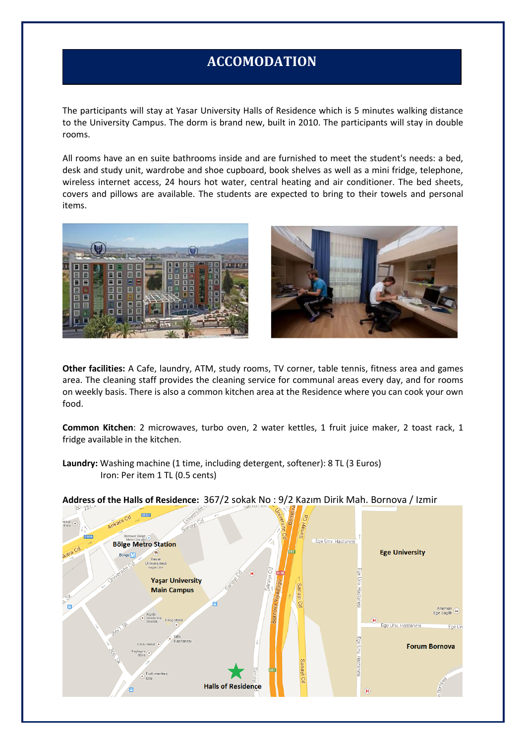# ACCOMODATION

The participants will stay at Yasar University Halls of Residence which is 5 minutes walking distance to the University Campus. The dorm is brand new, built in 2010. The participants will stay in double rooms.

All rooms have an en suite bathrooms inside and are furnished to meet the student's needs: a bed, desk and study unit, wardrobe and shoe cupboard, book shelves as well as a mini fridge, telephone, wireless internet access, 24 hours hot water, central heating and air conditioner. The bed sheets, covers and pillows are available. The students are expected to bring to their towels and personal items.

**Other facilities:** A Cafe, laundry, ATM, study rooms, TV corner, table tennis, fitness area and games area. The cleaning staff provides the cleaning service for communal areas every day, and for rooms on weekly basis. There is also a common kitchen area at the Residence where you can cook your own food.

**Common Kitchen**: 2 microwaves, turbo oven, 2 water kettles, 1 fruit juice maker, 2 toast rack, 1 fridge available in the kitchen.

**Laundry:** Washing machine (1 time, including detergent, softener): 8 TL (3 Euros)
Iron: Per item 1 TL (0.5 cents)

**Address of the Halls of Residence:** 367/2 sokak No : 9/2 Kazım Dirik Mah. Bornova / Izmir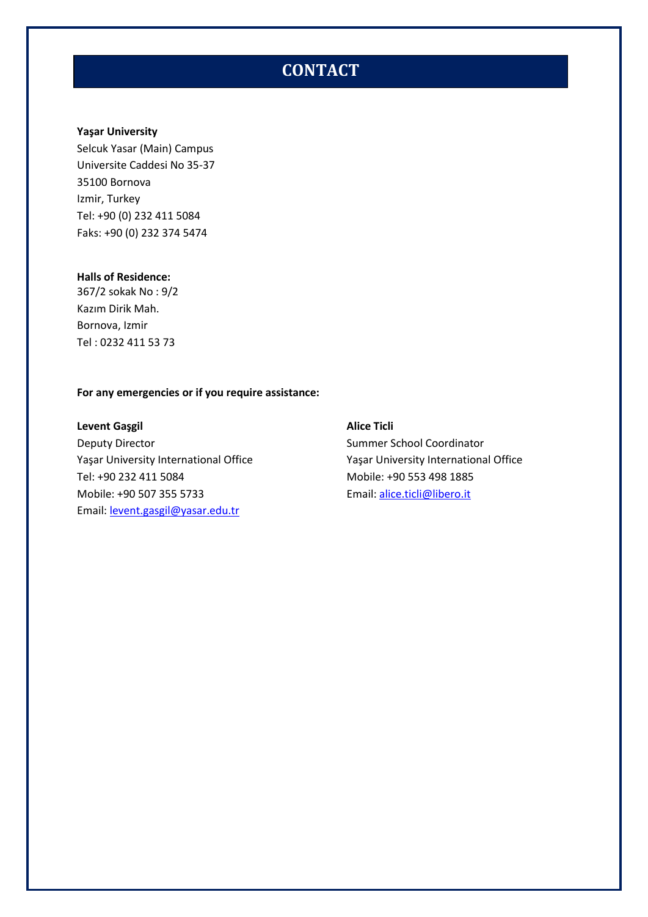# CONTACT

**Yaşar University**
Selcuk Yasar (Main) Campus
Universite Caddesi No 35-37
35100 Bornova
Izmir, Turkey
Tel: +90 (0) 232 411 5084
Faks: +90 (0) 232 374 5474

**Halls of Residence:**
367/2 sokak No : 9/2
Kazım Dirik Mah.
Bornova, Izmir
Tel : 0232 411 53 73

**For any emergencies or if you require assistance:**

**Levent Gaşgil**
Deputy Director
Yaşar University International Office
Tel: +90 232 411 5084
Mobile: +90 507 355 5733
Email: levent.gasgil@yasar.edu.tr

**Alice Ticli**
Summer School Coordinator
Yaşar University International Office
Mobile: +90 553 498 1885
Email: alice.ticli@libero.it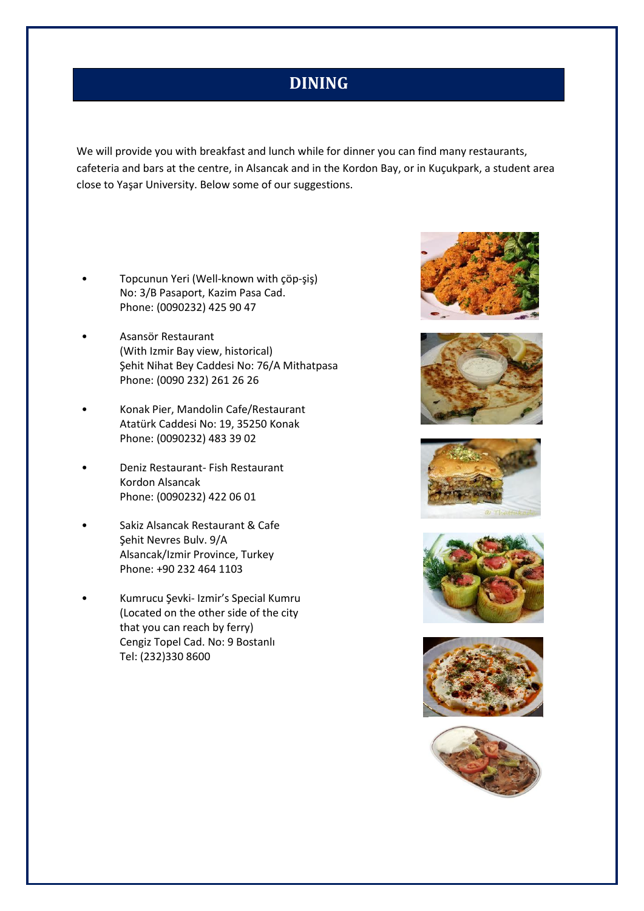# DINING

We will provide you with breakfast and lunch while for dinner you can find many restaurants, cafeteria and bars at the centre, in Alsancak and in the Kordon Bay, or in Kuçukpark, a student area close to Yaşar University. Below some of our suggestions.

- Topcunun Yeri (Well-known with çöp-şiş)
  No: 3/B Pasaport, Kazim Pasa Cad.
  Phone: (0090232) 425 90 47

- Asansör Restaurant
  (With Izmir Bay view, historical)
  Şehit Nihat Bey Caddesi No: 76/A Mithatpasa
  Phone: (0090 232) 261 26 26

- Konak Pier, Mandolin Cafe/Restaurant
  Atatürk Caddesi No: 19, 35250 Konak
  Phone: (0090232) 483 39 02

- Deniz Restaurant- Fish Restaurant
  Kordon Alsancak
  Phone: (0090232) 422 06 01

- Sakiz Alsancak Restaurant & Cafe
  Şehit Nevres Bulv. 9/A
  Alsancak/Izmir Province, Turkey
  Phone: +90 232 464 1103

- Kumrucu Şevki- Izmir's Special Kumru
  (Located on the other side of the city
  that you can reach by ferry)
  Cengiz Topel Cad. No: 9 Bostanlı
  Tel: (232)330 8600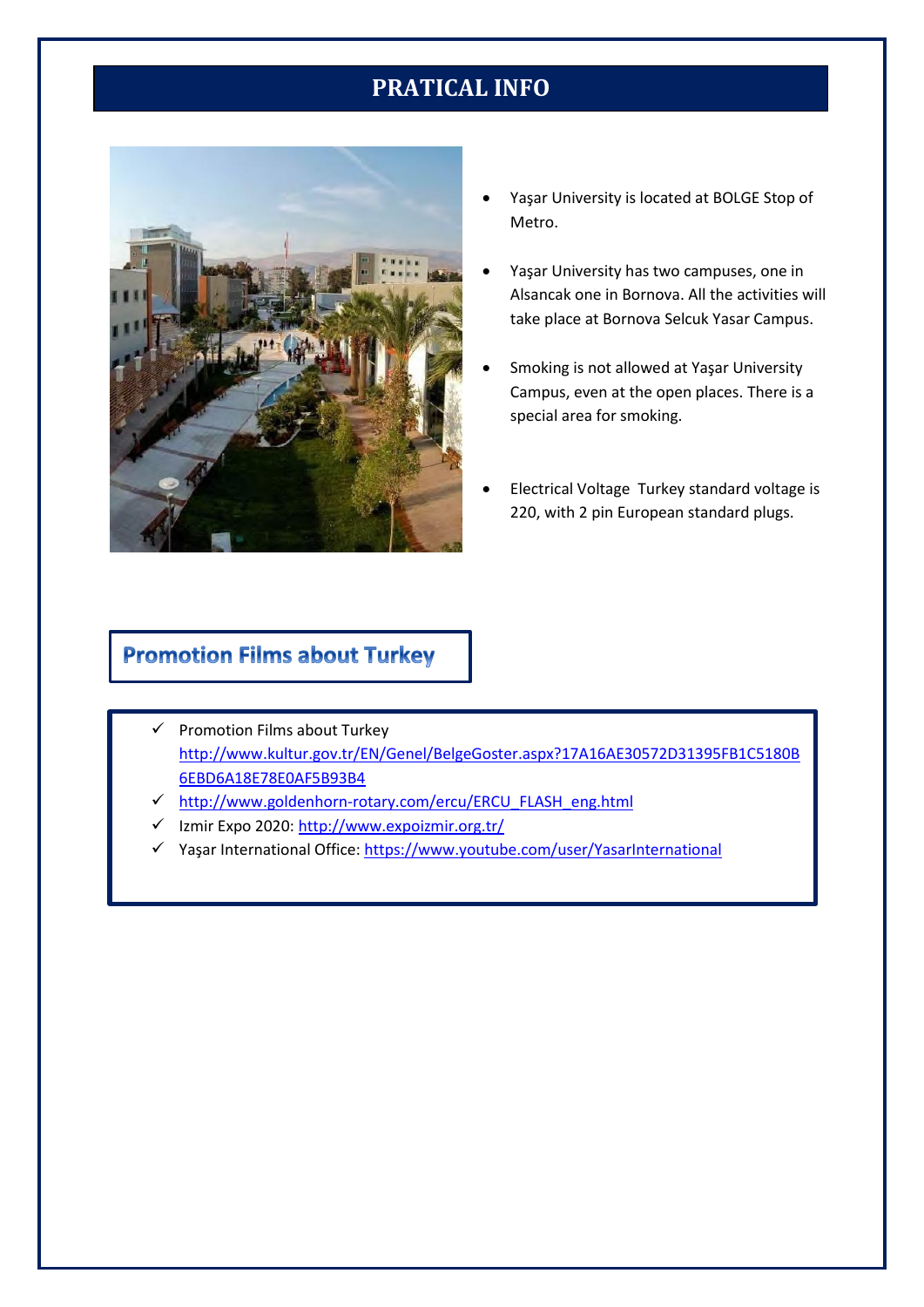# PRATICAL INFO

- Yaşar University is located at BOLGE Stop of Metro.
- Yaşar University has two campuses, one in Alsancak one in Bornova. All the activities will take place at Bornova Selcuk Yasar Campus.
- Smoking is not allowed at Yaşar University Campus, even at the open places. There is a special area for smoking.
- Electrical Voltage Turkey standard voltage is 220, with 2 pin European standard plugs.

## Promotion Films about Turkey

- ✓ Promotion Films about Turkey http://www.kultur.gov.tr/EN/Genel/BelgeGoster.aspx?17A16AE30572D31395FB1C5180B6EBD6A18E78E0AF5B93B4
- ✓ http://www.goldenhorn-rotary.com/ercu/ERCU_FLASH_eng.html
- ✓ Izmir Expo 2020: http://www.expoizmir.org.tr/
- ✓ Yaşar International Office: https://www.youtube.com/user/YasarInternational